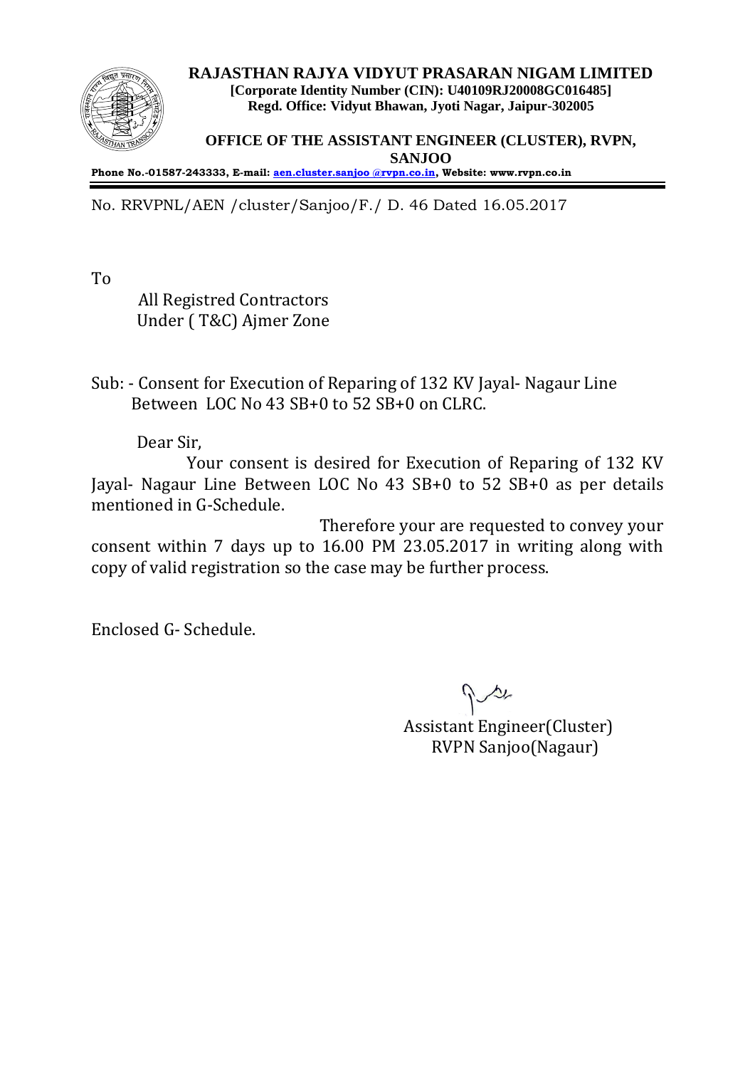**RAJASTHAN RAJYA VIDYUT PRASARAN NIGAM LIMITED**
**[Corporate Identity Number (CIN): U40109RJ20008GC016485]**
**Regd. Office: Vidyut Bhawan, Jyoti Nagar, Jaipur-302005**

**OFFICE OF THE ASSISTANT ENGINEER (CLUSTER), RVPN, SANJOO**

**Phone No.-01587-243333, E-mail: aen.cluster.sanjoo @rvpn.co.in, Website: www.rvpn.co.in**

---

No. RRVPNL/AEN /cluster/Sanjoo/F./ D. 46 Dated 16.05.2017

To

All Registred Contractors
Under ( T&C) Ajmer Zone

Sub: - Consent for Execution of Reparing of 132 KV Jayal- Nagaur Line Between LOC No 43 SB+0 to 52 SB+0 on CLRC.

Dear Sir,

Your consent is desired for Execution of Reparing of 132 KV Jayal- Nagaur Line Between LOC No 43 SB+0 to 52 SB+0 as per details mentioned in G-Schedule.

Therefore your are requested to convey your consent within 7 days up to 16.00 PM 23.05.2017 in writing along with copy of valid registration so the case may be further process.

Enclosed G- Schedule.

Assistant Engineer(Cluster)
RVPN Sanjoo(Nagaur)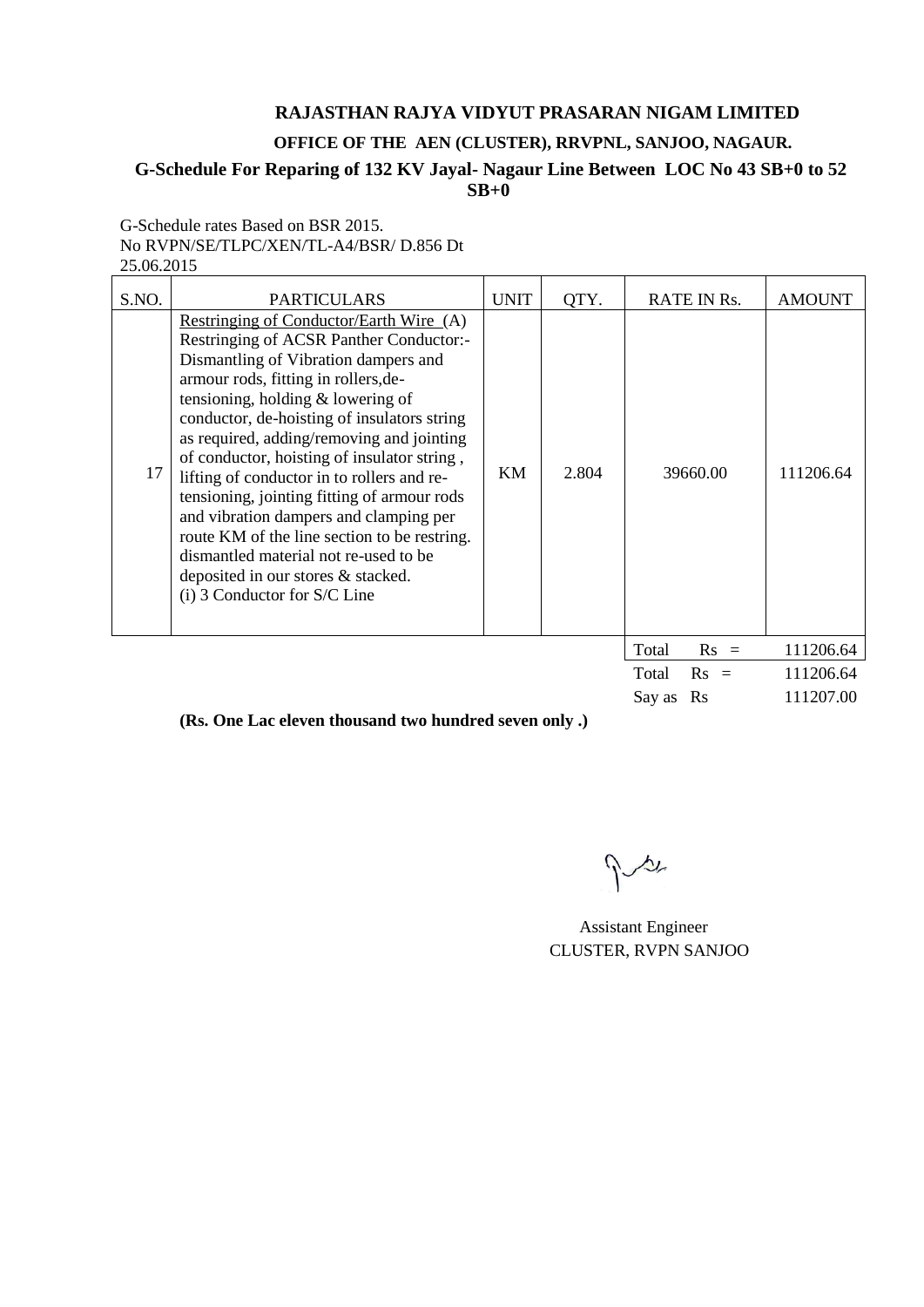**RAJASTHAN RAJYA VIDYUT PRASARAN NIGAM LIMITED**

**OFFICE OF THE AEN (CLUSTER), RRVPNL, SANJOO, NAGAUR.**

**G-Schedule For Reparing of 132 KV Jayal- Nagaur Line Between LOC No 43 SB+0 to 52 SB+0**

G-Schedule rates Based on BSR 2015.
No RVPN/SE/TLPC/XEN/TL-A4/BSR/ D.856 Dt 25.06.2015

| S.NO. | PARTICULARS | UNIT | QTY. | RATE IN Rs. | AMOUNT |
|---|---|---|---|---|---|
| 17 | Restringing of Conductor/Earth Wire (A) Restringing of ACSR Panther Conductor:- Dismantling of Vibration dampers and armour rods, fitting in rollers,de-tensioning, holding & lowering of conductor, de-hoisting of insulators string as required, adding/removing and jointing of conductor, hoisting of insulator string , lifting of conductor in to rollers and re-tensioning, jointing fitting of armour rods and vibration dampers and clamping per route KM of the line section to be restring. dismantled material not re-used to be deposited in our stores & stacked. (i) 3 Conductor for S/C Line | KM | 2.804 | 39660.00 | 111206.64 |
| | | | | Total Rs = | 111206.64 |
| | | | | Total Rs = | 111206.64 |
| | | | | Say as Rs | 111207.00 |

**(Rs. One Lac eleven thousand two hundred seven only .)**

Assistant Engineer
CLUSTER, RVPN SANJOO